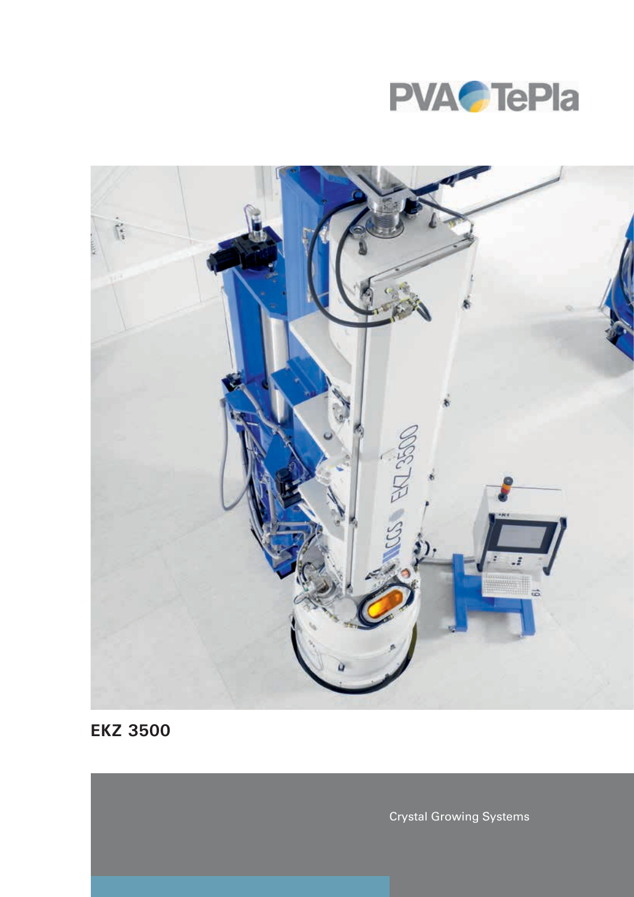PVA TePla

# EKZ 3500

Crystal Growing Systems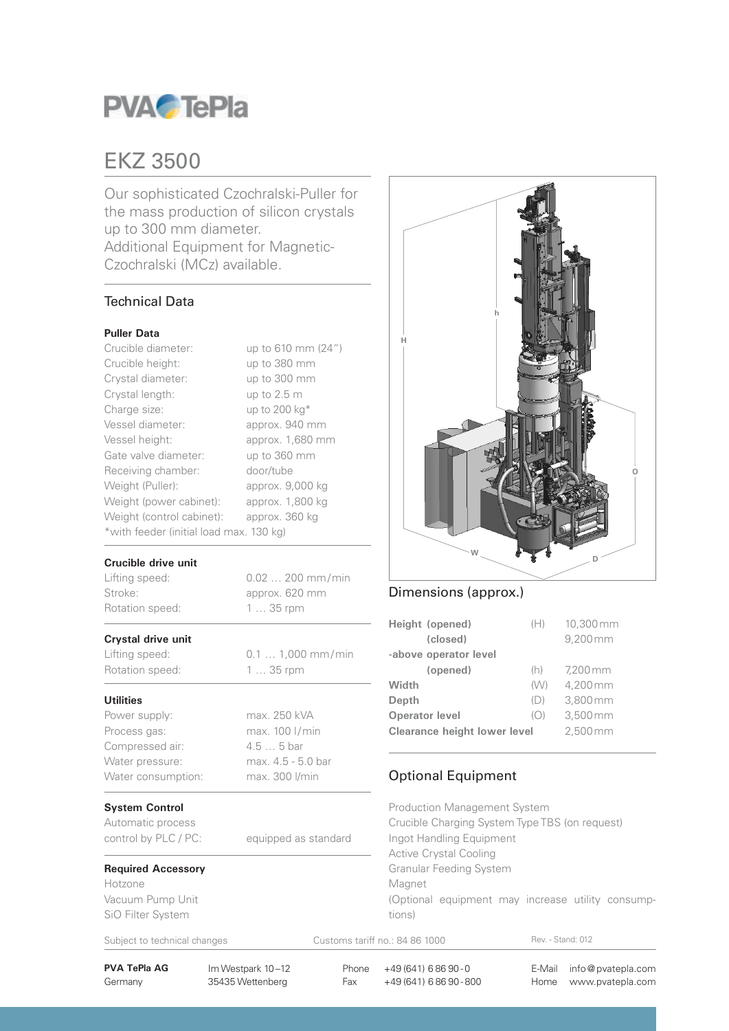# EKZ 3500

Our sophisticated Czochralski-Puller for the mass production of silicon crystals up to 300 mm diameter.
Additional Equipment for Magnetic-Czochralski (MCz) available.

## Technical Data

### Puller Data

| | |
|---|---|
| Crucible diameter: | up to 610 mm (24") |
| Crucible height: | up to 380 mm |
| Crystal diameter: | up to 300 mm |
| Crystal length: | up to 2.5 m |
| Charge size: | up to 200 kg* |
| Vessel diameter: | approx. 940 mm |
| Vessel height: | approx. 1,680 mm |
| Gate valve diameter: | up to 360 mm |
| Receiving chamber: | door/tube |
| Weight (Puller): | approx. 9,000 kg |
| Weight (power cabinet): | approx. 1,800 kg |
| Weight (control cabinet): | approx. 360 kg |

*with feeder (initial load max. 130 kg)

### Crucible drive unit

| | |
|---|---|
| Lifting speed: | 0.02 … 200 mm/min |
| Stroke: | approx. 620 mm |
| Rotation speed: | 1 … 35 rpm |

### Crystal drive unit

| | |
|---|---|
| Lifting speed: | 0.1 … 1,000 mm/min |
| Rotation speed: | 1 … 35 rpm |

### Utilities

| | |
|---|---|
| Power supply: | max. 250 kVA |
| Process gas: | max. 100 l/min |
| Compressed air: | 4.5 … 5 bar |
| Water pressure: | max. 4.5 - 5.0 bar |
| Water consumption: | max. 300 l/min |

### System Control

| | |
|---|---|
| Automatic process control by PLC / PC: | equipped as standard |

### Required Accessory

Hotzone
Vacuum Pump Unit
SiO Filter System

H
h
O
W
D

## Dimensions (approx.)

| | | |
|---|---|---|
| **Height (opened)** | (H) | 10,300 mm |
| **(closed)** | | 9,200 mm |
| **-above operator level** | | |
| **(opened)** | (h) | 7,200 mm |
| **Width** | (W) | 4,200 mm |
| **Depth** | (D) | 3,800 mm |
| **Operator level** | (O) | 3,500 mm |
| **Clearance height lower level** | | 2,500 mm |

## Optional Equipment

Production Management System
Crucible Charging System Type TBS (on request)
Ingot Handling Equipment
Active Crystal Cooling
Granular Feeding System
Magnet
(Optional equipment may increase utility consumptions)

Subject to technical changes    Customs tariff no.: 84 86 1000    Rev. - Stand: 012

**PVA TePla AG**
Germany
Im Westpark 10–12
35435 Wettenberg
Phone +49 (641) 6 86 90 - 0
Fax +49 (641) 6 86 90 - 800
E-Mail info@pvatepla.com
Home www.pvatepla.com